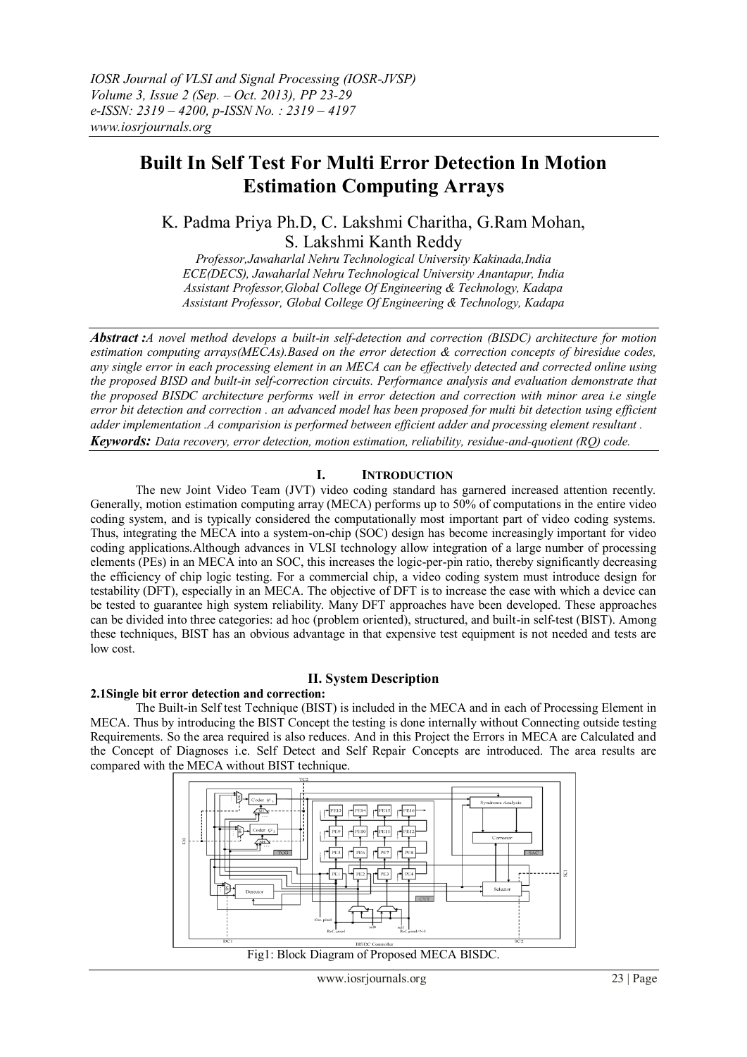# Built In Self Test For Multi Error Detection In Motion Estimation Computing Arrays

K. Padma Priya Ph.D, C. Lakshmi Charitha, G.Ram Mohan, S. Lakshmi Kanth Reddy

*Professor,Jawaharlal Nehru Technological University Kakinada,India*
*ECE(DECS), Jawaharlal Nehru Technological University Anantapur, India*
*Assistant Professor,Global College Of Engineering & Technology, Kadapa*
*Assistant Professor, Global College Of Engineering & Technology, Kadapa*

***Abstract :****A novel method develops a built-in self-detection and correction (BISDC) architecture for motion estimation computing arrays(MECAs).Based on the error detection & correction concepts of biresidue codes, any single error in each processing element in an MECA can be effectively detected and corrected online using the proposed BISD and built-in self-correction circuits. Performance analysis and evaluation demonstrate that the proposed BISDC architecture performs well in error detection and correction with minor area i.e single error bit detection and correction . an advanced model has been proposed for multi bit detection using efficient adder implementation .A comparision is performed between efficient adder and processing element resultant .*

***Keywords:*** *Data recovery, error detection, motion estimation, reliability, residue-and-quotient (RQ) code.*

## I. Introduction

The new Joint Video Team (JVT) video coding standard has garnered increased attention recently. Generally, motion estimation computing array (MECA) performs up to 50% of computations in the entire video coding system, and is typically considered the computationally most important part of video coding systems. Thus, integrating the MECA into a system-on-chip (SOC) design has become increasingly important for video coding applications.Although advances in VLSI technology allow integration of a large number of processing elements (PEs) in an MECA into an SOC, this increases the logic-per-pin ratio, thereby significantly decreasing the efficiency of chip logic testing. For a commercial chip, a video coding system must introduce design for testability (DFT), especially in an MECA. The objective of DFT is to increase the ease with which a device can be tested to guarantee high system reliability. Many DFT approaches have been developed. These approaches can be divided into three categories: ad hoc (problem oriented), structured, and built-in self-test (BIST). Among these techniques, BIST has an obvious advantage in that expensive test equipment is not needed and tests are low cost.

## II. System Description

### 2.1Single bit error detection and correction:

The Built-in Self test Technique (BIST) is included in the MECA and in each of Processing Element in MECA. Thus by introducing the BIST Concept the testing is done internally without Connecting outside testing Requirements. So the area required is also reduces. And in this Project the Errors in MECA are Calculated and the Concept of Diagnoses i.e. Self Detect and Self Repair Concepts are introduced. The area results are compared with the MECA without BIST technique.

Fig1: Block Diagram of Proposed MECA BISDC.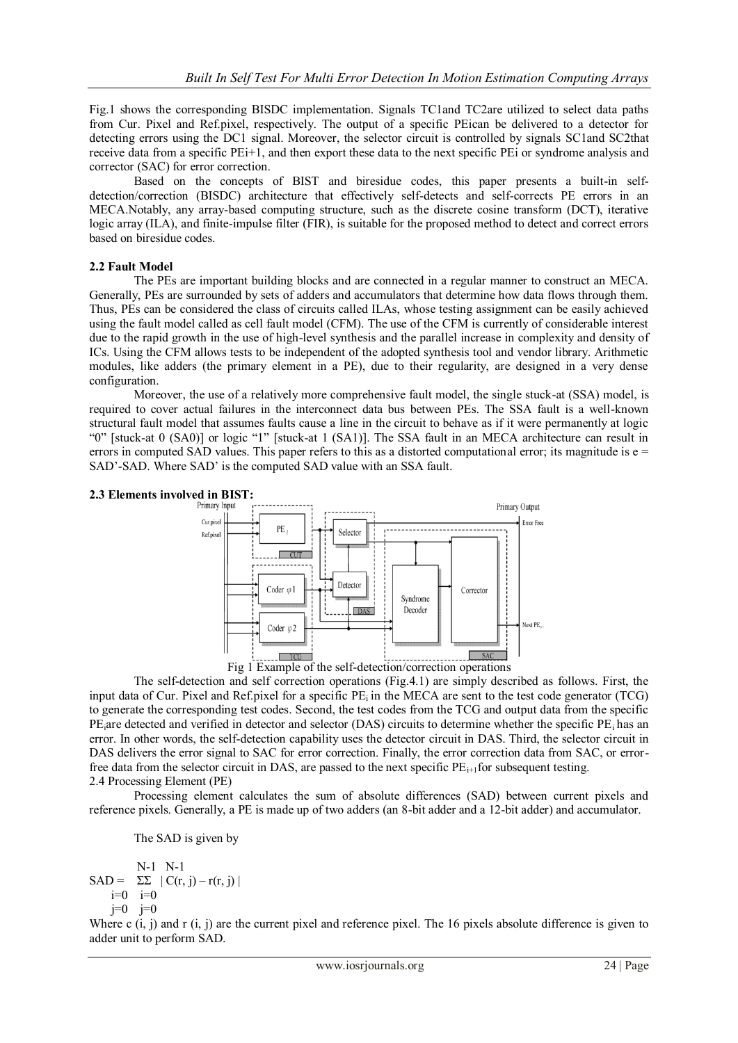Fig.1 shows the corresponding BISDC implementation. Signals TC1and TC2are utilized to select data paths from Cur. Pixel and Ref.pixel, respectively. The output of a specific PEican be delivered to a detector for detecting errors using the DC1 signal. Moreover, the selector circuit is controlled by signals SC1and SC2that receive data from a specific PEi+1, and then export these data to the next specific PEi or syndrome analysis and corrector (SAC) for error correction.

Based on the concepts of BIST and biresidue codes, this paper presents a built-in self-detection/correction (BISDC) architecture that effectively self-detects and self-corrects PE errors in an MECA.Notably, any array-based computing structure, such as the discrete cosine transform (DCT), iterative logic array (ILA), and finite-impulse filter (FIR), is suitable for the proposed method to detect and correct errors based on biresidue codes.

### 2.2 Fault Model

The PEs are important building blocks and are connected in a regular manner to construct an MECA. Generally, PEs are surrounded by sets of adders and accumulators that determine how data flows through them. Thus, PEs can be considered the class of circuits called ILAs, whose testing assignment can be easily achieved using the fault model called as cell fault model (CFM). The use of the CFM is currently of considerable interest due to the rapid growth in the use of high-level synthesis and the parallel increase in complexity and density of ICs. Using the CFM allows tests to be independent of the adopted synthesis tool and vendor library. Arithmetic modules, like adders (the primary element in a PE), due to their regularity, are designed in a very dense configuration.

Moreover, the use of a relatively more comprehensive fault model, the single stuck-at (SSA) model, is required to cover actual failures in the interconnect data bus between PEs. The SSA fault is a well-known structural fault model that assumes faults cause a line in the circuit to behave as if it were permanently at logic "0" [stuck-at 0 (SA0)] or logic "1" [stuck-at 1 (SA1)]. The SSA fault in an MECA architecture can result in errors in computed SAD values. This paper refers to this as a distorted computational error; its magnitude is e = SAD'-SAD. Where SAD' is the computed SAD value with an SSA fault.

### 2.3 Elements involved in BIST:

Fig 1 Example of the self-detection/correction operations

The self-detection and self correction operations (Fig.4.1) are simply described as follows. First, the input data of Cur. Pixel and Ref.pixel for a specific $PE_i$ in the MECA are sent to the test code generator (TCG) to generate the corresponding test codes. Second, the test codes from the TCG and output data from the specific $PE_i$are detected and verified in detector and selector (DAS) circuits to determine whether the specific $PE_i$ has an error. In other words, the self-detection capability uses the detector circuit in DAS. Third, the selector circuit in DAS delivers the error signal to SAC for error correction. Finally, the error correction data from SAC, or error-free data from the selector circuit in DAS, are passed to the next specific $PE_{i+1}$for subsequent testing.

2.4 Processing Element (PE)

Processing element calculates the sum of absolute differences (SAD) between current pixels and reference pixels. Generally, a PE is made up of two adders (an 8-bit adder and a 12-bit adder) and accumulator.

The SAD is given by

$$SAD = \sum_{\substack{i=0 \\ j=0}}^{N-1} \sum_{\substack{i=0 \\ j=0}}^{N-1} | C(r, j) - r(r, j) |$$

Where c (i, j) and r (i, j) are the current pixel and reference pixel. The 16 pixels absolute difference is given to adder unit to perform SAD.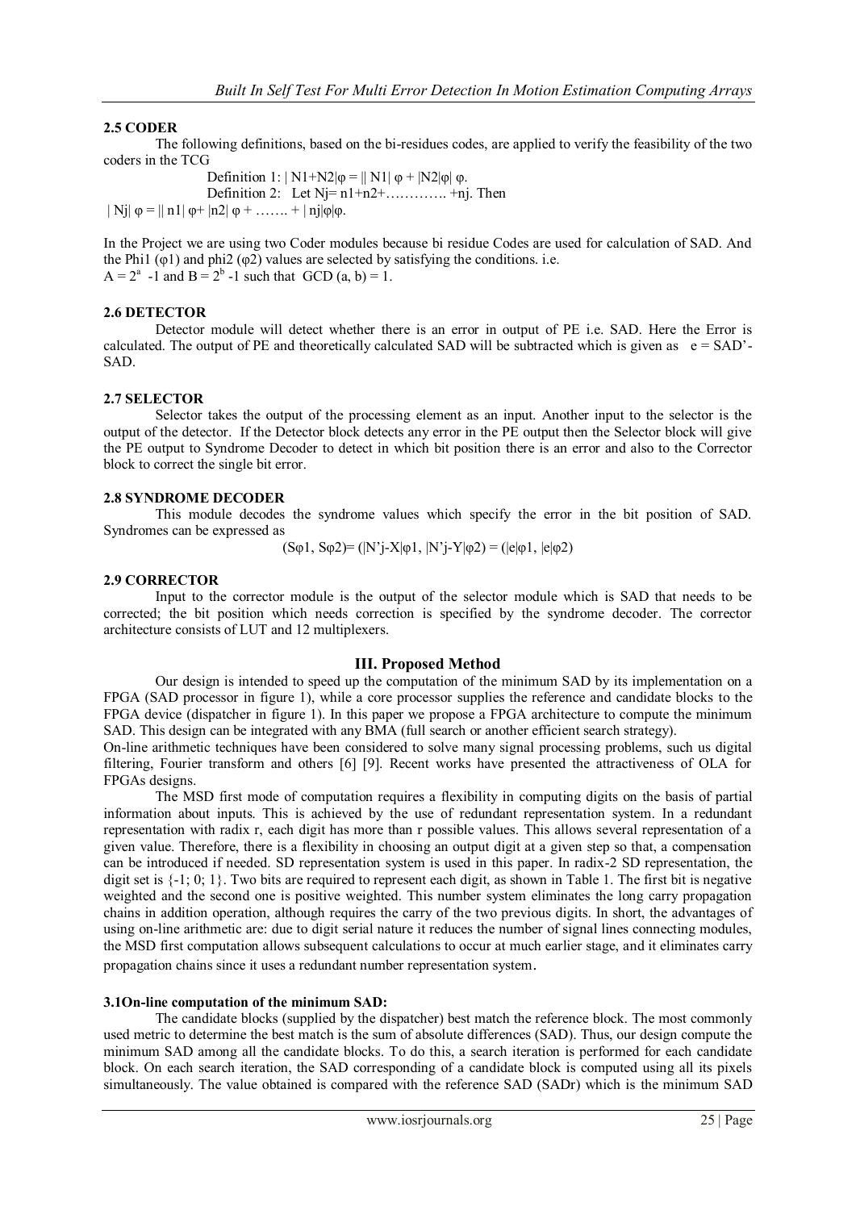### 2.5 CODER

The following definitions, based on the bi-residues codes, are applied to verify the feasibility of the two coders in the TCG

Definition 1: $| N1+N2|\varphi = || N1| \varphi + |N2|\varphi| \varphi$.

Definition 2: Let $Nj= n1+n2+\ldots\ldots\ldots\ldots +nj$. Then

$| Nj| \varphi = || n1| \varphi+ |n2| \varphi + \ldots\ldots. + | nj|\varphi|\varphi$.

In the Project we are using two Coder modules because bi residue Codes are used for calculation of SAD. And the Phi1 ($\varphi1$) and phi2 ($\varphi2$) values are selected by satisfying the conditions. i.e. $A = 2^a -1$ and $B = 2^b -1$ such that $GCD (a, b) = 1$.

### 2.6 DETECTOR

Detector module will detect whether there is an error in output of PE i.e. SAD. Here the Error is calculated. The output of PE and theoretically calculated SAD will be subtracted which is given as $e = SAD'- SAD$.

### 2.7 SELECTOR

Selector takes the output of the processing element as an input. Another input to the selector is the output of the detector. If the Detector block detects any error in the PE output then the Selector block will give the PE output to Syndrome Decoder to detect in which bit position there is an error and also to the Corrector block to correct the single bit error.

### 2.8 SYNDROME DECODER

This module decodes the syndrome values which specify the error in the bit position of SAD. Syndromes can be expressed as

$$(S\varphi1, S\varphi2)= (|N'j-X|\varphi1, |N'j-Y|\varphi2) = (|e|\varphi1, |e|\varphi2)$$

### 2.9 CORRECTOR

Input to the corrector module is the output of the selector module which is SAD that needs to be corrected; the bit position which needs correction is specified by the syndrome decoder. The corrector architecture consists of LUT and 12 multiplexers.

## III. Proposed Method

Our design is intended to speed up the computation of the minimum SAD by its implementation on a FPGA (SAD processor in figure 1), while a core processor supplies the reference and candidate blocks to the FPGA device (dispatcher in figure 1). In this paper we propose a FPGA architecture to compute the minimum SAD. This design can be integrated with any BMA (full search or another efficient search strategy).

On-line arithmetic techniques have been considered to solve many signal processing problems, such us digital filtering, Fourier transform and others [6] [9]. Recent works have presented the attractiveness of OLA for FPGAs designs.

The MSD first mode of computation requires a flexibility in computing digits on the basis of partial information about inputs. This is achieved by the use of redundant representation system. In a redundant representation with radix r, each digit has more than r possible values. This allows several representation of a given value. Therefore, there is a flexibility in choosing an output digit at a given step so that, a compensation can be introduced if needed. SD representation system is used in this paper. In radix-2 SD representation, the digit set is {-1; 0; 1}. Two bits are required to represent each digit, as shown in Table 1. The first bit is negative weighted and the second one is positive weighted. This number system eliminates the long carry propagation chains in addition operation, although requires the carry of the two previous digits. In short, the advantages of using on-line arithmetic are: due to digit serial nature it reduces the number of signal lines connecting modules, the MSD first computation allows subsequent calculations to occur at much earlier stage, and it eliminates carry propagation chains since it uses a redundant number representation system.

### 3.1 On-line computation of the minimum SAD:

The candidate blocks (supplied by the dispatcher) best match the reference block. The most commonly used metric to determine the best match is the sum of absolute differences (SAD). Thus, our design compute the minimum SAD among all the candidate blocks. To do this, a search iteration is performed for each candidate block. On each search iteration, the SAD corresponding of a candidate block is computed using all its pixels simultaneously. The value obtained is compared with the reference SAD (SADr) which is the minimum SAD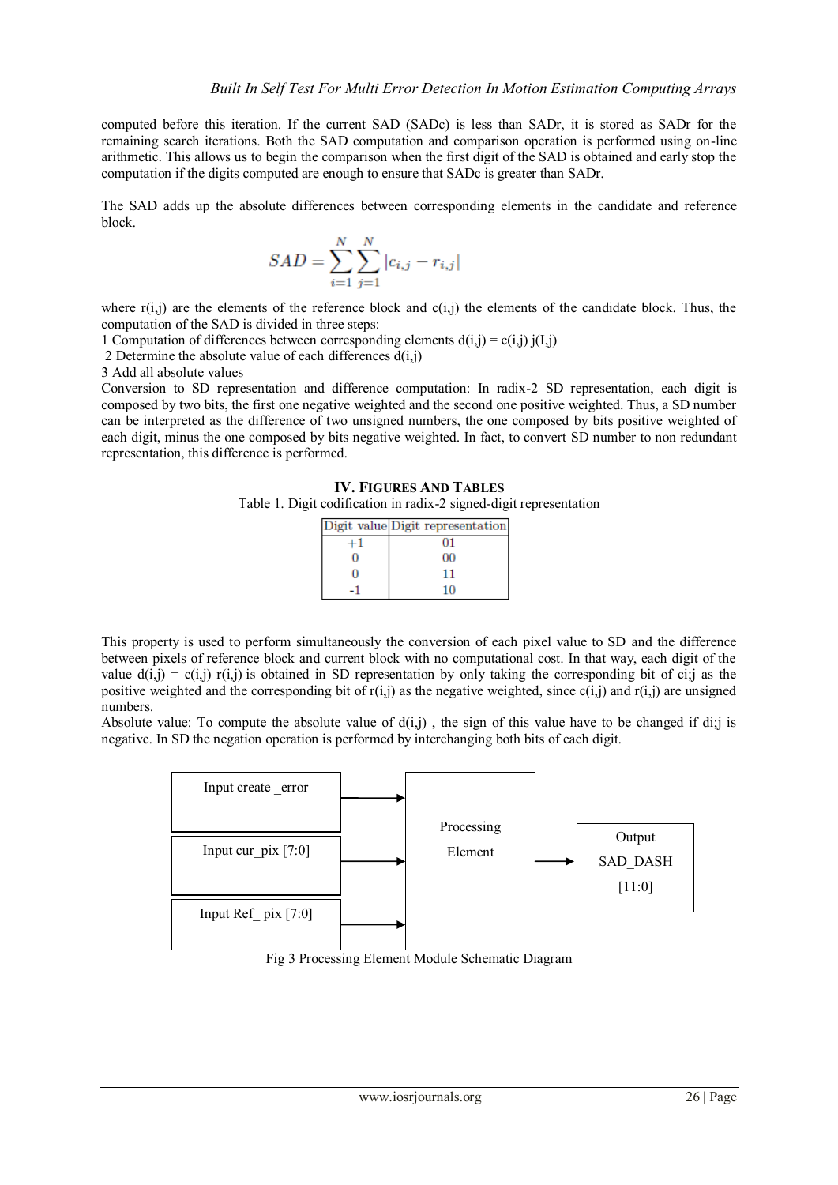computed before this iteration. If the current SAD (SADc) is less than SADr, it is stored as SADr for the remaining search iterations. Both the SAD computation and comparison operation is performed using on-line arithmetic. This allows us to begin the comparison when the first digit of the SAD is obtained and early stop the computation if the digits computed are enough to ensure that SADc is greater than SADr.

The SAD adds up the absolute differences between corresponding elements in the candidate and reference block.

$$SAD = \sum_{i=1}^{N} \sum_{j=1}^{N} |c_{i,j} - r_{i,j}|$$

where r(i,j) are the elements of the reference block and c(i,j) the elements of the candidate block. Thus, the computation of the SAD is divided in three steps:

1 Computation of differences between corresponding elements d(i,j) = c(i,j) j(I,j)

2 Determine the absolute value of each differences d(i,j)

3 Add all absolute values

Conversion to SD representation and difference computation: In radix-2 SD representation, each digit is composed by two bits, the first one negative weighted and the second one positive weighted. Thus, a SD number can be interpreted as the difference of two unsigned numbers, the one composed by bits positive weighted of each digit, minus the one composed by bits negative weighted. In fact, to convert SD number to non redundant representation, this difference is performed.

## IV. Figures And Tables

Table 1. Digit codification in radix-2 signed-digit representation

| Digit value | Digit representation |
|---|---|
| +1 | 01 |
| 0 | 00 |
| 0 | 11 |
| -1 | 10 |

This property is used to perform simultaneously the conversion of each pixel value to SD and the difference between pixels of reference block and current block with no computational cost. In that way, each digit of the value d(i,j) = c(i,j) r(i,j) is obtained in SD representation by only taking the corresponding bit of ci;j as the positive weighted and the corresponding bit of r(i,j) as the negative weighted, since c(i,j) and r(i,j) are unsigned numbers.

Absolute value: To compute the absolute value of d(i,j) , the sign of this value have to be changed if di;j is negative. In SD the negation operation is performed by interchanging both bits of each digit.

Input create _error

Input cur_pix [7:0]

Input Ref_ pix [7:0]

Processing Element

Output SAD_DASH [11:0]

Fig 3 Processing Element Module Schematic Diagram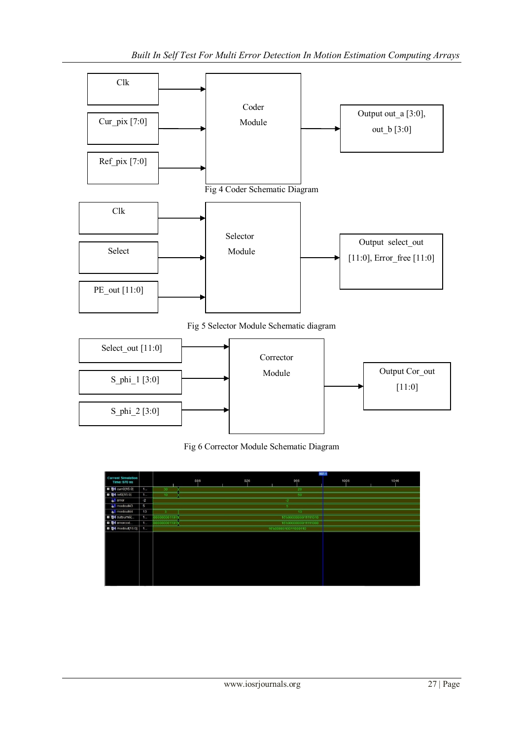Clk

Cur_pix [7:0]

Ref_pix [7:0]

Coder Module

Output out_a [3:0], out_b [3:0]

Fig 4 Coder Schematic Diagram

Clk

Select

PE_out [11:0]

Selector Module

Output select_out [11:0], Error_free [11:0]

Fig 5 Selector Module Schematic diagram

Select_out [11:0]

S_phi_1 [3:0]

S_phi_2 [3:0]

Corrector Module

Output Cor_out [11:0]

Fig 6 Corrector Module Schematic Diagram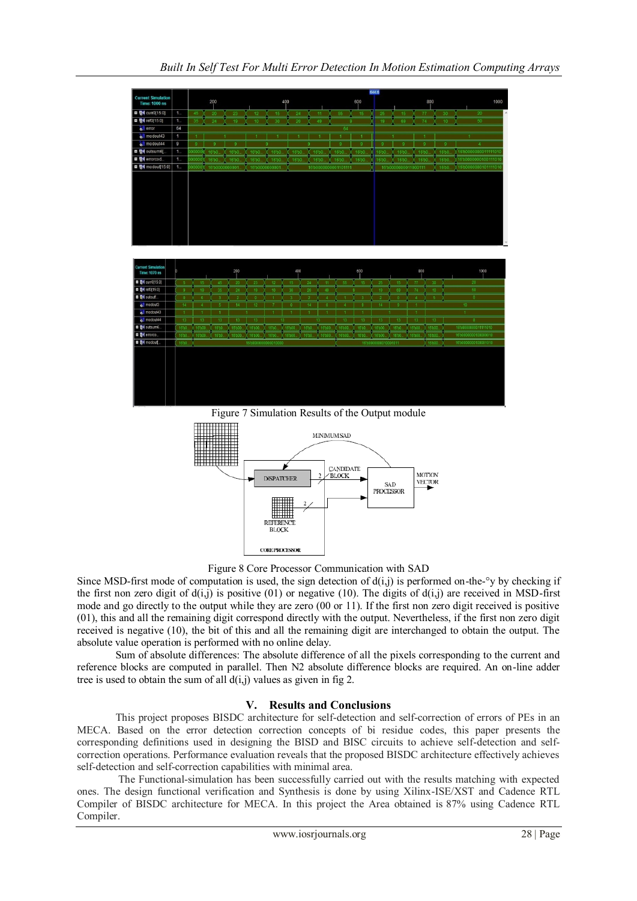Figure 7 Simulation Results of the Output module

Figure 8 Core Processor Communication with SAD

Since MSD-first mode of computation is used, the sign detection of d(i,j) is performed on-the-°y by checking if the first non zero digit of d(i,j) is positive (01) or negative (10). The digits of d(i,j) are received in MSD-first mode and go directly to the output while they are zero (00 or 11). If the first non zero digit received is positive (01), this and all the remaining digit correspond directly with the output. Nevertheless, if the first non zero digit received is negative (10), the bit of this and all the remaining digit are interchanged to obtain the output. The absolute value operation is performed with no online delay.

Sum of absolute differences: The absolute difference of all the pixels corresponding to the current and reference blocks are computed in parallel. Then N2 absolute difference blocks are required. An on-line adder tree is used to obtain the sum of all d(i,j) values as given in fig 2.

## V. Results and Conclusions

This project proposes BISDC architecture for self-detection and self-correction of errors of PEs in an MECA. Based on the error detection correction concepts of bi residue codes, this paper presents the corresponding definitions used in designing the BISD and BISC circuits to achieve self-detection and self-correction operations. Performance evaluation reveals that the proposed BISDC architecture effectively achieves self-detection and self-correction capabilities with minimal area.

The Functional-simulation has been successfully carried out with the results matching with expected ones. The design functional verification and Synthesis is done by using Xilinx-ISE/XST and Cadence RTL Compiler of BISDC architecture for MECA. In this project the Area obtained is 87% using Cadence RTL Compiler.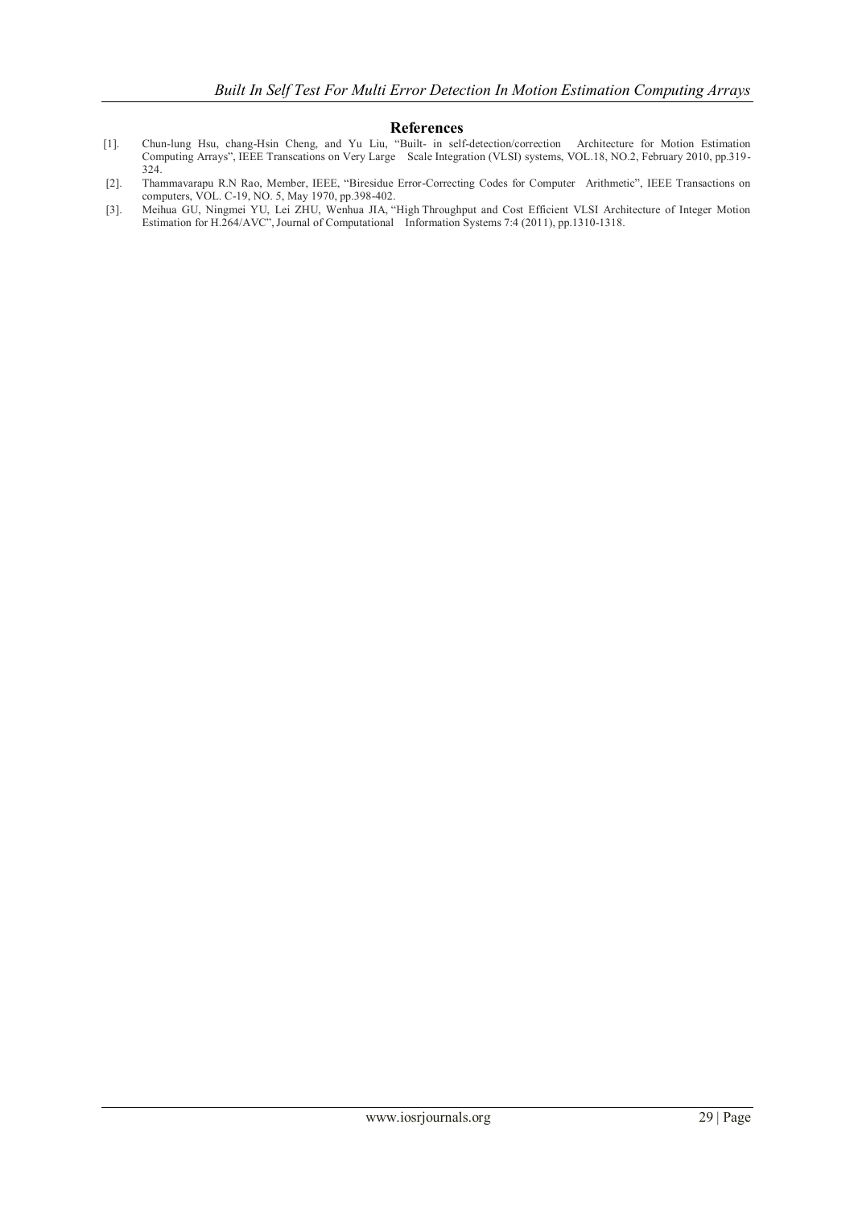## References

[1]. Chun-lung Hsu, chang-Hsin Cheng, and Yu Liu, "Built- in self-detection/correction Architecture for Motion Estimation Computing Arrays", IEEE Transcations on Very Large Scale Integration (VLSI) systems, VOL.18, NO.2, February 2010, pp.319-324.

[2]. Thammavarapu R.N Rao, Member, IEEE, "Biresidue Error-Correcting Codes for Computer Arithmetic", IEEE Transactions on computers, VOL. C-19, NO. 5, May 1970, pp.398-402.

[3]. Meihua GU, Ningmei YU, Lei ZHU, Wenhua JIA, "High Throughput and Cost Efficient VLSI Architecture of Integer Motion Estimation for H.264/AVC", Journal of Computational Information Systems 7:4 (2011), pp.1310-1318.